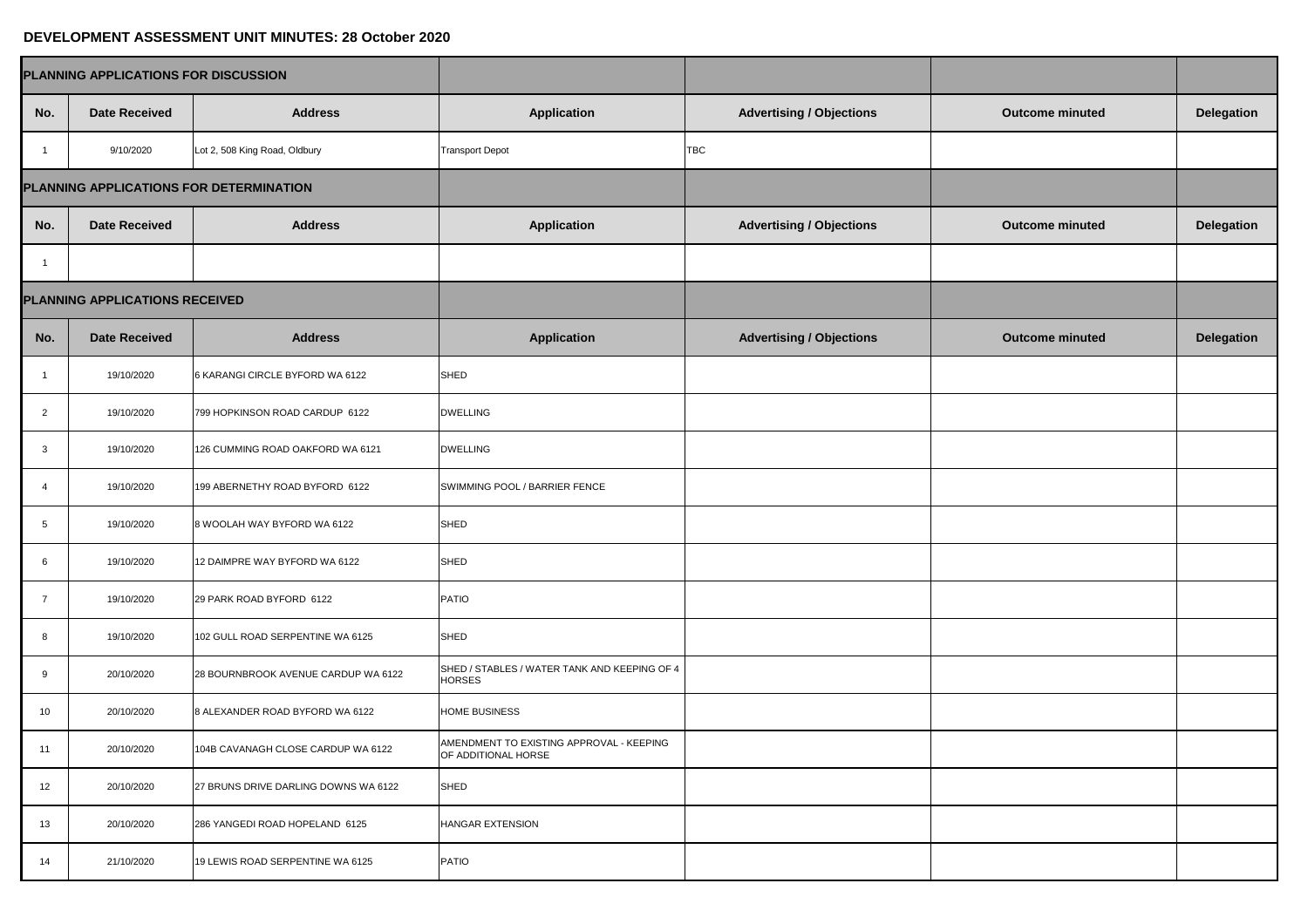## DEVELOPMENT ASSESSMENT UNIT MINUTES: 28 October 2020

| PLANNING APPLICATIONS FOR DISCUSSION | | | | | | |
|---|---|---|---|---|---|---|
| **No.** | **Date Received** | **Address** | **Application** | **Advertising / Objections** | **Outcome minuted** | **Delegation** |
| 1 | 9/10/2020 | Lot 2, 508 King Road, Oldbury | Transport Depot | TBC | | |
| **PLANNING APPLICATIONS FOR DETERMINATION** | | | | | | |
| **No.** | **Date Received** | **Address** | **Application** | **Advertising / Objections** | **Outcome minuted** | **Delegation** |
| 1 | | | | | | |
| **PLANNING APPLICATIONS RECEIVED** | | | | | | |
| **No.** | **Date Received** | **Address** | **Application** | **Advertising / Objections** | **Outcome minuted** | **Delegation** |
| 1 | 19/10/2020 | 6 KARANGI CIRCLE BYFORD WA 6122 | SHED | | | |
| 2 | 19/10/2020 | 799 HOPKINSON ROAD CARDUP 6122 | DWELLING | | | |
| 3 | 19/10/2020 | 126 CUMMING ROAD OAKFORD WA 6121 | DWELLING | | | |
| 4 | 19/10/2020 | 199 ABERNETHY ROAD BYFORD 6122 | SWIMMING POOL / BARRIER FENCE | | | |
| 5 | 19/10/2020 | 8 WOOLAH WAY BYFORD WA 6122 | SHED | | | |
| 6 | 19/10/2020 | 12 DAIMPRE WAY BYFORD WA 6122 | SHED | | | |
| 7 | 19/10/2020 | 29 PARK ROAD BYFORD 6122 | PATIO | | | |
| 8 | 19/10/2020 | 102 GULL ROAD SERPENTINE WA 6125 | SHED | | | |
| 9 | 20/10/2020 | 28 BOURNBROOK AVENUE CARDUP WA 6122 | SHED / STABLES / WATER TANK AND KEEPING OF 4 HORSES | | | |
| 10 | 20/10/2020 | 8 ALEXANDER ROAD BYFORD WA 6122 | HOME BUSINESS | | | |
| 11 | 20/10/2020 | 104B CAVANAGH CLOSE CARDUP WA 6122 | AMENDMENT TO EXISTING APPROVAL - KEEPING OF ADDITIONAL HORSE | | | |
| 12 | 20/10/2020 | 27 BRUNS DRIVE DARLING DOWNS WA 6122 | SHED | | | |
| 13 | 20/10/2020 | 286 YANGEDI ROAD HOPELAND 6125 | HANGAR EXTENSION | | | |
| 14 | 21/10/2020 | 19 LEWIS ROAD SERPENTINE WA 6125 | PATIO | | | |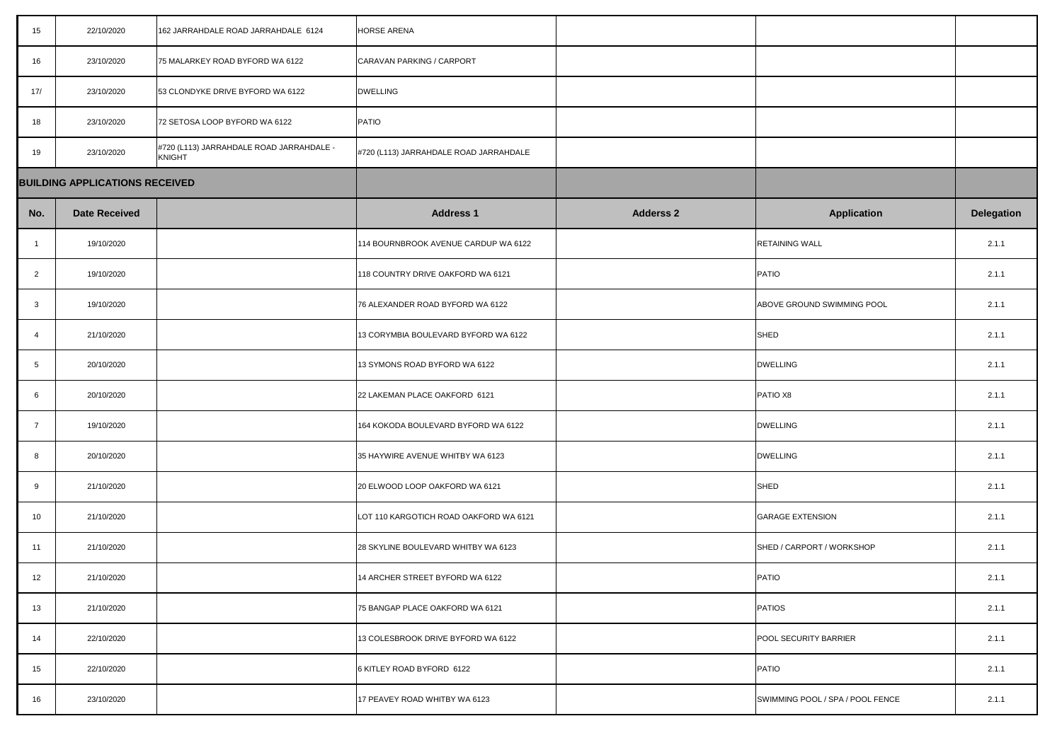| | | | | | | |
|---|---|---|---|---|---|---|
| 15 | 22/10/2020 | 162 JARRAHDALE ROAD JARRAHDALE 6124 | HORSE ARENA | | | |
| 16 | 23/10/2020 | 75 MALARKEY ROAD BYFORD WA 6122 | CARAVAN PARKING / CARPORT | | | |
| 17/ | 23/10/2020 | 53 CLONDYKE DRIVE BYFORD WA 6122 | DWELLING | | | |
| 18 | 23/10/2020 | 72 SETOSA LOOP BYFORD WA 6122 | PATIO | | | |
| 19 | 23/10/2020 | #720 (L113) JARRAHDALE ROAD JARRAHDALE - KNIGHT | #720 (L113) JARRAHDALE ROAD JARRAHDALE | | | |

**BUILDING APPLICATIONS RECEIVED**

| No. | Date Received | | Address 1 | Adderss 2 | Application | Delegation |
|---|---|---|---|---|---|---|
| 1 | 19/10/2020 | | 114 BOURNBROOK AVENUE CARDUP WA 6122 | | RETAINING WALL | 2.1.1 |
| 2 | 19/10/2020 | | 118 COUNTRY DRIVE OAKFORD WA 6121 | | PATIO | 2.1.1 |
| 3 | 19/10/2020 | | 76 ALEXANDER ROAD BYFORD WA 6122 | | ABOVE GROUND SWIMMING POOL | 2.1.1 |
| 4 | 21/10/2020 | | 13 CORYMBIA BOULEVARD BYFORD WA 6122 | | SHED | 2.1.1 |
| 5 | 20/10/2020 | | 13 SYMONS ROAD BYFORD WA 6122 | | DWELLING | 2.1.1 |
| 6 | 20/10/2020 | | 22 LAKEMAN PLACE OAKFORD 6121 | | PATIO X8 | 2.1.1 |
| 7 | 19/10/2020 | | 164 KOKODA BOULEVARD BYFORD WA 6122 | | DWELLING | 2.1.1 |
| 8 | 20/10/2020 | | 35 HAYWIRE AVENUE WHITBY WA 6123 | | DWELLING | 2.1.1 |
| 9 | 21/10/2020 | | 20 ELWOOD LOOP OAKFORD WA 6121 | | SHED | 2.1.1 |
| 10 | 21/10/2020 | | LOT 110 KARGOTICH ROAD OAKFORD WA 6121 | | GARAGE EXTENSION | 2.1.1 |
| 11 | 21/10/2020 | | 28 SKYLINE BOULEVARD WHITBY WA 6123 | | SHED / CARPORT / WORKSHOP | 2.1.1 |
| 12 | 21/10/2020 | | 14 ARCHER STREET BYFORD WA 6122 | | PATIO | 2.1.1 |
| 13 | 21/10/2020 | | 75 BANGAP PLACE OAKFORD WA 6121 | | PATIOS | 2.1.1 |
| 14 | 22/10/2020 | | 13 COLESBROOK DRIVE BYFORD WA 6122 | | POOL SECURITY BARRIER | 2.1.1 |
| 15 | 22/10/2020 | | 6 KITLEY ROAD BYFORD 6122 | | PATIO | 2.1.1 |
| 16 | 23/10/2020 | | 17 PEAVEY ROAD WHITBY WA 6123 | | SWIMMING POOL / SPA / POOL FENCE | 2.1.1 |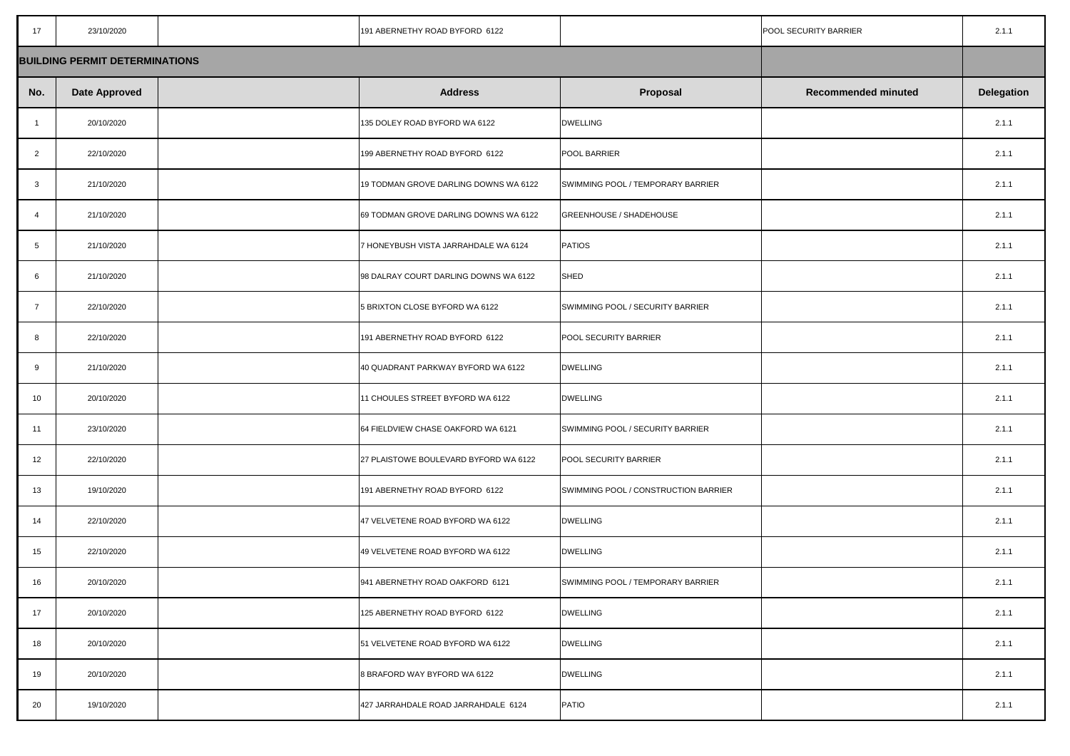| 17 | 23/10/2020 | | 191 ABERNETHY ROAD BYFORD 6122 | | POOL SECURITY BARRIER | 2.1.1 |
|---|---|---|---|---|---|---|

## BUILDING PERMIT DETERMINATIONS

| No. | Date Approved | | Address | Proposal | Recommended minuted | Delegation |
|---|---|---|---|---|---|---|
| 1 | 20/10/2020 | | 135 DOLEY ROAD BYFORD WA 6122 | DWELLING | | 2.1.1 |
| 2 | 22/10/2020 | | 199 ABERNETHY ROAD BYFORD 6122 | POOL BARRIER | | 2.1.1 |
| 3 | 21/10/2020 | | 19 TODMAN GROVE DARLING DOWNS WA 6122 | SWIMMING POOL / TEMPORARY BARRIER | | 2.1.1 |
| 4 | 21/10/2020 | | 69 TODMAN GROVE DARLING DOWNS WA 6122 | GREENHOUSE / SHADEHOUSE | | 2.1.1 |
| 5 | 21/10/2020 | | 7 HONEYBUSH VISTA JARRAHDALE WA 6124 | PATIOS | | 2.1.1 |
| 6 | 21/10/2020 | | 98 DALRAY COURT DARLING DOWNS WA 6122 | SHED | | 2.1.1 |
| 7 | 22/10/2020 | | 5 BRIXTON CLOSE BYFORD WA 6122 | SWIMMING POOL / SECURITY BARRIER | | 2.1.1 |
| 8 | 22/10/2020 | | 191 ABERNETHY ROAD BYFORD 6122 | POOL SECURITY BARRIER | | 2.1.1 |
| 9 | 21/10/2020 | | 40 QUADRANT PARKWAY BYFORD WA 6122 | DWELLING | | 2.1.1 |
| 10 | 20/10/2020 | | 11 CHOULES STREET BYFORD WA 6122 | DWELLING | | 2.1.1 |
| 11 | 23/10/2020 | | 64 FIELDVIEW CHASE OAKFORD WA 6121 | SWIMMING POOL / SECURITY BARRIER | | 2.1.1 |
| 12 | 22/10/2020 | | 27 PLAISTOWE BOULEVARD BYFORD WA 6122 | POOL SECURITY BARRIER | | 2.1.1 |
| 13 | 19/10/2020 | | 191 ABERNETHY ROAD BYFORD 6122 | SWIMMING POOL / CONSTRUCTION BARRIER | | 2.1.1 |
| 14 | 22/10/2020 | | 47 VELVETENE ROAD BYFORD WA 6122 | DWELLING | | 2.1.1 |
| 15 | 22/10/2020 | | 49 VELVETENE ROAD BYFORD WA 6122 | DWELLING | | 2.1.1 |
| 16 | 20/10/2020 | | 941 ABERNETHY ROAD OAKFORD 6121 | SWIMMING POOL / TEMPORARY BARRIER | | 2.1.1 |
| 17 | 20/10/2020 | | 125 ABERNETHY ROAD BYFORD 6122 | DWELLING | | 2.1.1 |
| 18 | 20/10/2020 | | 51 VELVETENE ROAD BYFORD WA 6122 | DWELLING | | 2.1.1 |
| 19 | 20/10/2020 | | 8 BRAFORD WAY BYFORD WA 6122 | DWELLING | | 2.1.1 |
| 20 | 19/10/2020 | | 427 JARRAHDALE ROAD JARRAHDALE 6124 | PATIO | | 2.1.1 |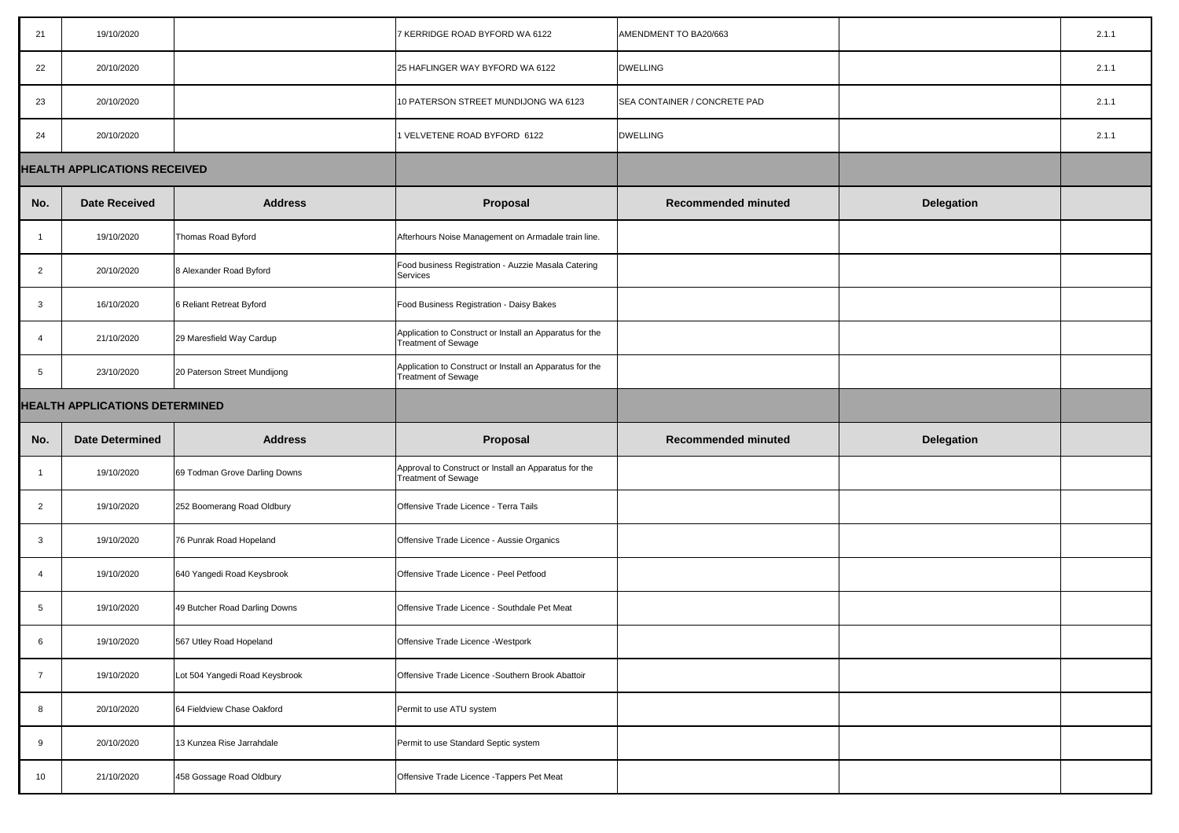| 21 | 19/10/2020 | | 7 KERRIDGE ROAD BYFORD WA 6122 | AMENDMENT TO BA20/663 | | 2.1.1 |
|---|---|---|---|---|---|---|
| 22 | 20/10/2020 | | 25 HAFLINGER WAY BYFORD WA 6122 | DWELLING | | 2.1.1 |
| 23 | 20/10/2020 | | 10 PATERSON STREET MUNDIJONG WA 6123 | SEA CONTAINER / CONCRETE PAD | | 2.1.1 |
| 24 | 20/10/2020 | | 1 VELVETENE ROAD BYFORD 6122 | DWELLING | | 2.1.1 |

**HEALTH APPLICATIONS RECEIVED**

| No. | Date Received | Address | Proposal | Recommended minuted | Delegation | |
|---|---|---|---|---|---|---|
| 1 | 19/10/2020 | Thomas Road Byford | Afterhours Noise Management on Armadale train line. | | | |
| 2 | 20/10/2020 | 8 Alexander Road Byford | Food business Registration - Auzzie Masala Catering Services | | | |
| 3 | 16/10/2020 | 6 Reliant Retreat Byford | Food Business Registration - Daisy Bakes | | | |
| 4 | 21/10/2020 | 29 Maresfield Way Cardup | Application to Construct or Install an Apparatus for the Treatment of Sewage | | | |
| 5 | 23/10/2020 | 20 Paterson Street Mundijong | Application to Construct or Install an Apparatus for the Treatment of Sewage | | | |

**HEALTH APPLICATIONS DETERMINED**

| No. | Date Determined | Address | Proposal | Recommended minuted | Delegation | |
|---|---|---|---|---|---|---|
| 1 | 19/10/2020 | 69 Todman Grove Darling Downs | Approval to Construct or Install an Apparatus for the Treatment of Sewage | | | |
| 2 | 19/10/2020 | 252 Boomerang Road Oldbury | Offensive Trade Licence - Terra Tails | | | |
| 3 | 19/10/2020 | 76 Punrak Road Hopeland | Offensive Trade Licence - Aussie Organics | | | |
| 4 | 19/10/2020 | 640 Yangedi Road Keysbrook | Offensive Trade Licence - Peel Petfood | | | |
| 5 | 19/10/2020 | 49 Butcher Road Darling Downs | Offensive Trade Licence - Southdale Pet Meat | | | |
| 6 | 19/10/2020 | 567 Utley Road Hopeland | Offensive Trade Licence -Westpork | | | |
| 7 | 19/10/2020 | Lot 504 Yangedi Road Keysbrook | Offensive Trade Licence -Southern Brook Abattoir | | | |
| 8 | 20/10/2020 | 64 Fieldview Chase Oakford | Permit to use ATU system | | | |
| 9 | 20/10/2020 | 13 Kunzea Rise Jarrahdale | Permit to use Standard Septic system | | | |
| 10 | 21/10/2020 | 458 Gossage Road Oldbury | Offensive Trade Licence -Tappers Pet Meat | | | |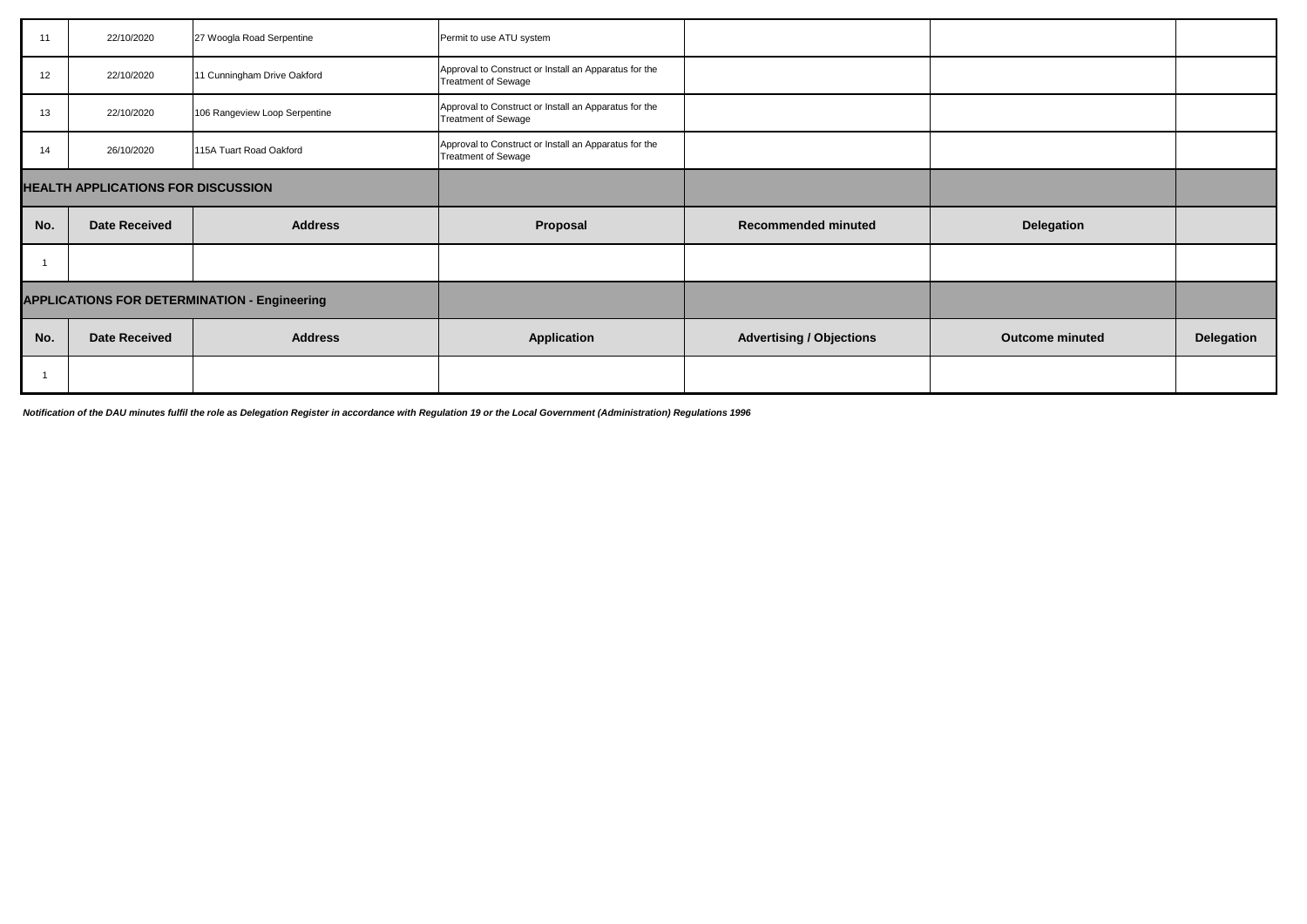| | | | | | | |
|---|---|---|---|---|---|---|
| 11 | 22/10/2020 | 27 Woogla Road Serpentine | Permit to use ATU system | | | |
| 12 | 22/10/2020 | 11 Cunningham Drive Oakford | Approval to Construct or Install an Apparatus for the Treatment of Sewage | | | |
| 13 | 22/10/2020 | 106 Rangeview Loop Serpentine | Approval to Construct or Install an Apparatus for the Treatment of Sewage | | | |
| 14 | 26/10/2020 | 115A Tuart Road Oakford | Approval to Construct or Install an Apparatus for the Treatment of Sewage | | | |
| **HEALTH APPLICATIONS FOR DISCUSSION** | | | | | | |
| **No.** | **Date Received** | **Address** | **Proposal** | **Recommended minuted** | **Delegation** | |
| 1 | | | | | | |
| **APPLICATIONS FOR DETERMINATION - Engineering** | | | | | | |
| **No.** | **Date Received** | **Address** | **Application** | **Advertising / Objections** | **Outcome minuted** | **Delegation** |
| 1 | | | | | | |

***Notification of the DAU minutes fulfil the role as Delegation Register in accordance with Regulation 19 or the Local Government (Administration) Regulations 1996***